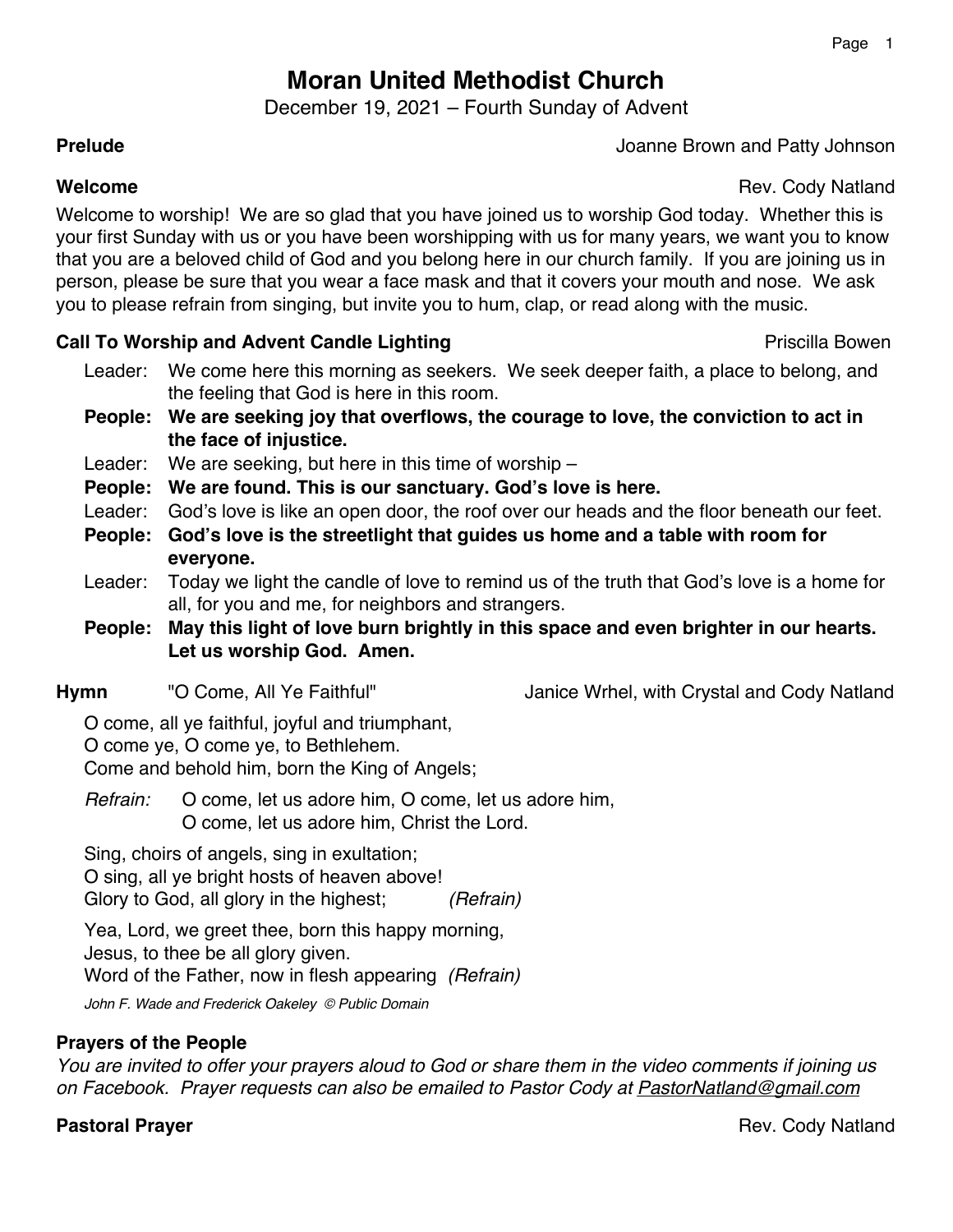# Moran United Methodist Church

December 19, 2021 – Fourth Sunday of Advent

**Prelude** — Joanne Brown and Patty Johnson

**Welcome** — Rev. Cody Natland

Welcome to worship! We are so glad that you have joined us to worship God today. Whether this is your first Sunday with us or you have been worshipping with us for many years, we want you to know that you are a beloved child of God and you belong here in our church family. If you are joining us in person, please be sure that you wear a face mask and that it covers your mouth and nose. We ask you to please refrain from singing, but invite you to hum, clap, or read along with the music.

**Call To Worship and Advent Candle Lighting** — Priscilla Bowen

Leader: We come here this morning as seekers. We seek deeper faith, a place to belong, and the feeling that God is here in this room.

**People: We are seeking joy that overflows, the courage to love, the conviction to act in the face of injustice.**

Leader: We are seeking, but here in this time of worship –

**People: We are found. This is our sanctuary. God's love is here.**

Leader: God's love is like an open door, the roof over our heads and the floor beneath our feet.

**People: God's love is the streetlight that guides us home and a table with room for everyone.**

Leader: Today we light the candle of love to remind us of the truth that God's love is a home for all, for you and me, for neighbors and strangers.

**People: May this light of love burn brightly in this space and even brighter in our hearts. Let us worship God. Amen.**

**Hymn** "O Come, All Ye Faithful" — Janice Wrhel, with Crystal and Cody Natland

O come, all ye faithful, joyful and triumphant,
O come ye, O come ye, to Bethlehem.
Come and behold him, born the King of Angels;

*Refrain:* O come, let us adore him, O come, let us adore him,
O come, let us adore him, Christ the Lord.

Sing, choirs of angels, sing in exultation;
O sing, all ye bright hosts of heaven above!
Glory to God, all glory in the highest; *(Refrain)*

Yea, Lord, we greet thee, born this happy morning,
Jesus, to thee be all glory given.
Word of the Father, now in flesh appearing *(Refrain)*

*John F. Wade and Frederick Oakeley © Public Domain*

**Prayers of the People**

*You are invited to offer your prayers aloud to God or share them in the video comments if joining us on Facebook. Prayer requests can also be emailed to Pastor Cody at PastorNatland@gmail.com*

**Pastoral Prayer** — Rev. Cody Natland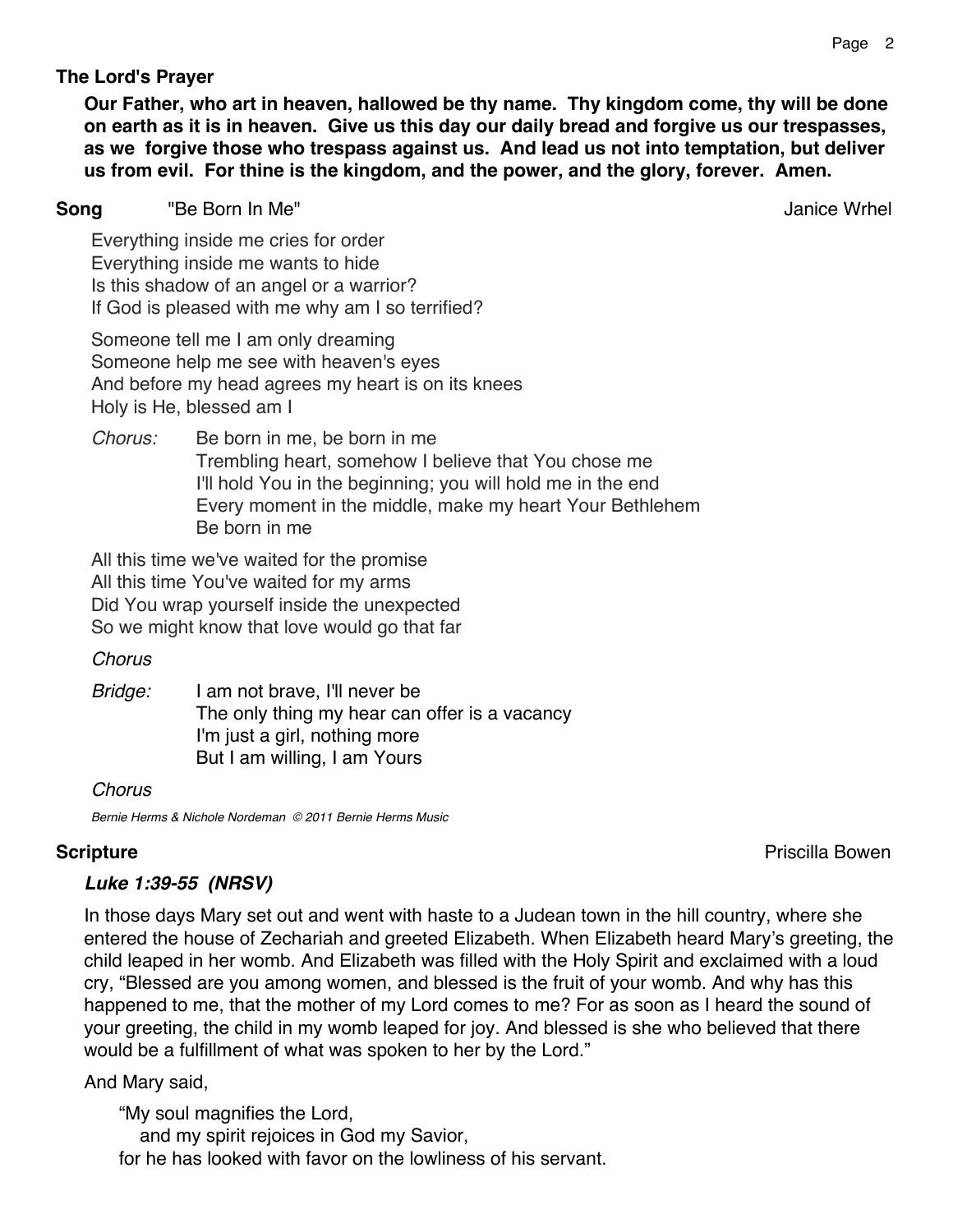**The Lord's Prayer**

**Our Father, who art in heaven, hallowed be thy name. Thy kingdom come, thy will be done on earth as it is in heaven. Give us this day our daily bread and forgive us our trespasses, as we forgive those who trespass against us. And lead us not into temptation, but deliver us from evil. For thine is the kingdom, and the power, and the glory, forever. Amen.**

**Song** "Be Born In Me" Janice Wrhel

Everything inside me cries for order
Everything inside me wants to hide
Is this shadow of an angel or a warrior?
If God is pleased with me why am I so terrified?

Someone tell me I am only dreaming
Someone help me see with heaven's eyes
And before my head agrees my heart is on its knees
Holy is He, blessed am I

*Chorus:* Be born in me, be born in me
Trembling heart, somehow I believe that You chose me
I'll hold You in the beginning; you will hold me in the end
Every moment in the middle, make my heart Your Bethlehem
Be born in me

All this time we've waited for the promise
All this time You've waited for my arms
Did You wrap yourself inside the unexpected
So we might know that love would go that far

*Chorus*

*Bridge:* I am not brave, I'll never be
The only thing my hear can offer is a vacancy
I'm just a girl, nothing more
But I am willing, I am Yours

*Chorus*

*Bernie Herms & Nichole Nordeman © 2011 Bernie Herms Music*

**Scripture** Priscilla Bowen

***Luke 1:39-55 (NRSV)***

In those days Mary set out and went with haste to a Judean town in the hill country, where she entered the house of Zechariah and greeted Elizabeth. When Elizabeth heard Mary's greeting, the child leaped in her womb. And Elizabeth was filled with the Holy Spirit and exclaimed with a loud cry, "Blessed are you among women, and blessed is the fruit of your womb. And why has this happened to me, that the mother of my Lord comes to me? For as soon as I heard the sound of your greeting, the child in my womb leaped for joy. And blessed is she who believed that there would be a fulfillment of what was spoken to her by the Lord."

And Mary said,

"My soul magnifies the Lord,
and my spirit rejoices in God my Savior,
for he has looked with favor on the lowliness of his servant.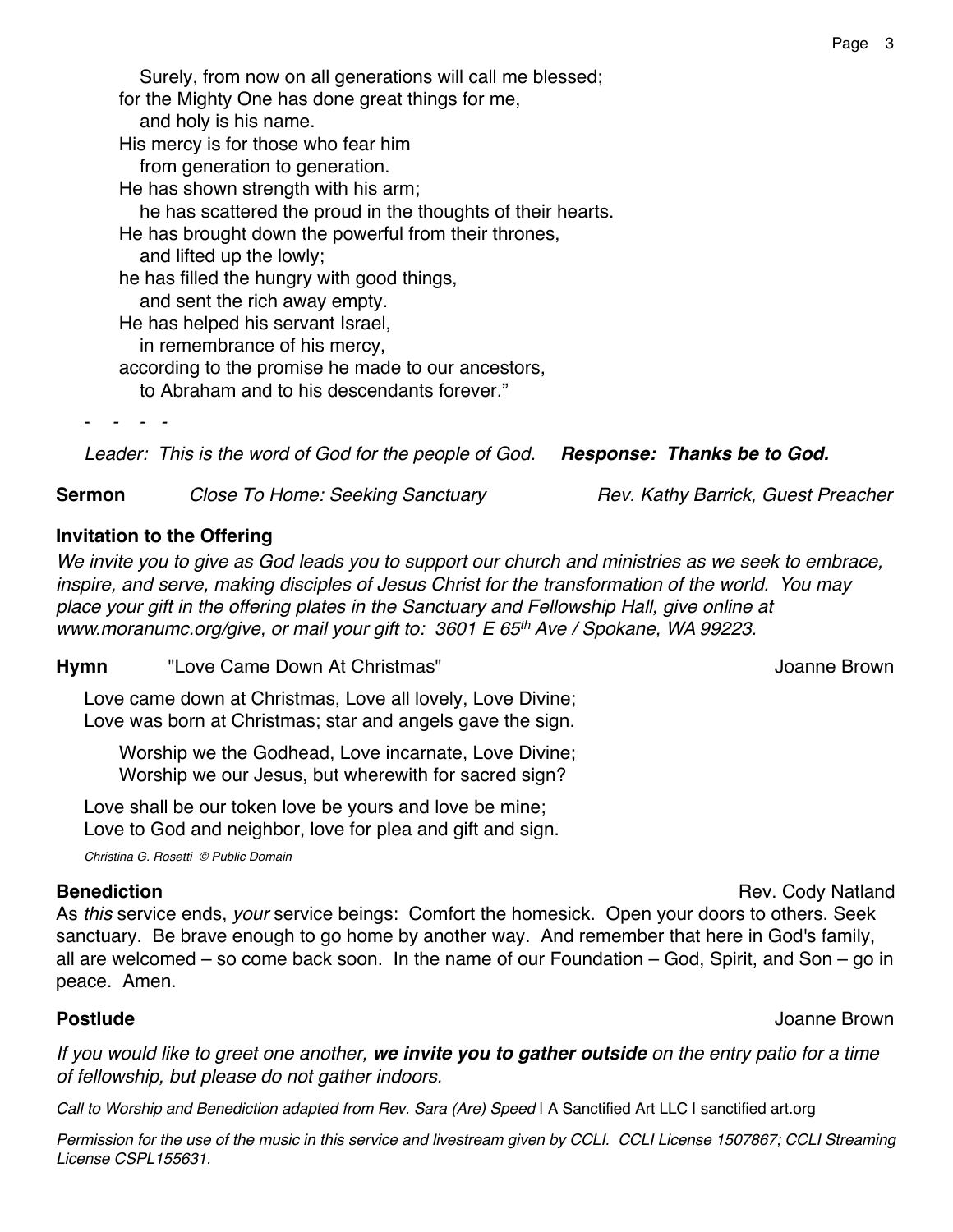Surely, from now on all generations will call me blessed;
for the Mighty One has done great things for me,
and holy is his name.
His mercy is for those who fear him
from generation to generation.
He has shown strength with his arm;
he has scattered the proud in the thoughts of their hearts.
He has brought down the powerful from their thrones,
and lifted up the lowly;
he has filled the hungry with good things,
and sent the rich away empty.
He has helped his servant Israel,
in remembrance of his mercy,
according to the promise he made to our ancestors,
to Abraham and to his descendants forever."

\- - - -

*Leader: This is the word of God for the people of God.* ***Response: Thanks be to God.***

**Sermon** *Close To Home: Seeking Sanctuary* *Rev. Kathy Barrick, Guest Preacher*

**Invitation to the Offering**

*We invite you to give as God leads you to support our church and ministries as we seek to embrace, inspire, and serve, making disciples of Jesus Christ for the transformation of the world. You may place your gift in the offering plates in the Sanctuary and Fellowship Hall, give online at www.moranumc.org/give, or mail your gift to: 3601 E 65th Ave / Spokane, WA 99223.*

**Hymn** "Love Came Down At Christmas" Joanne Brown

Love came down at Christmas, Love all lovely, Love Divine;
Love was born at Christmas; star and angels gave the sign.

Worship we the Godhead, Love incarnate, Love Divine;
Worship we our Jesus, but wherewith for sacred sign?

Love shall be our token love be yours and love be mine;
Love to God and neighbor, love for plea and gift and sign.

*Christina G. Rosetti © Public Domain*

**Benediction** Rev. Cody Natland

As *this* service ends, *your* service beings: Comfort the homesick. Open your doors to others. Seek sanctuary. Be brave enough to go home by another way. And remember that here in God's family, all are welcomed – so come back soon. In the name of our Foundation – God, Spirit, and Son – go in peace. Amen.

**Postlude** Joanne Brown

*If you would like to greet one another,* ***we invite you to gather outside*** *on the entry patio for a time of fellowship, but please do not gather indoors.*

*Call to Worship and Benediction adapted from Rev. Sara (Are) Speed* | A Sanctified Art LLC | sanctified art.org

*Permission for the use of the music in this service and livestream given by CCLI. CCLI License 1507867; CCLI Streaming License CSPL155631.*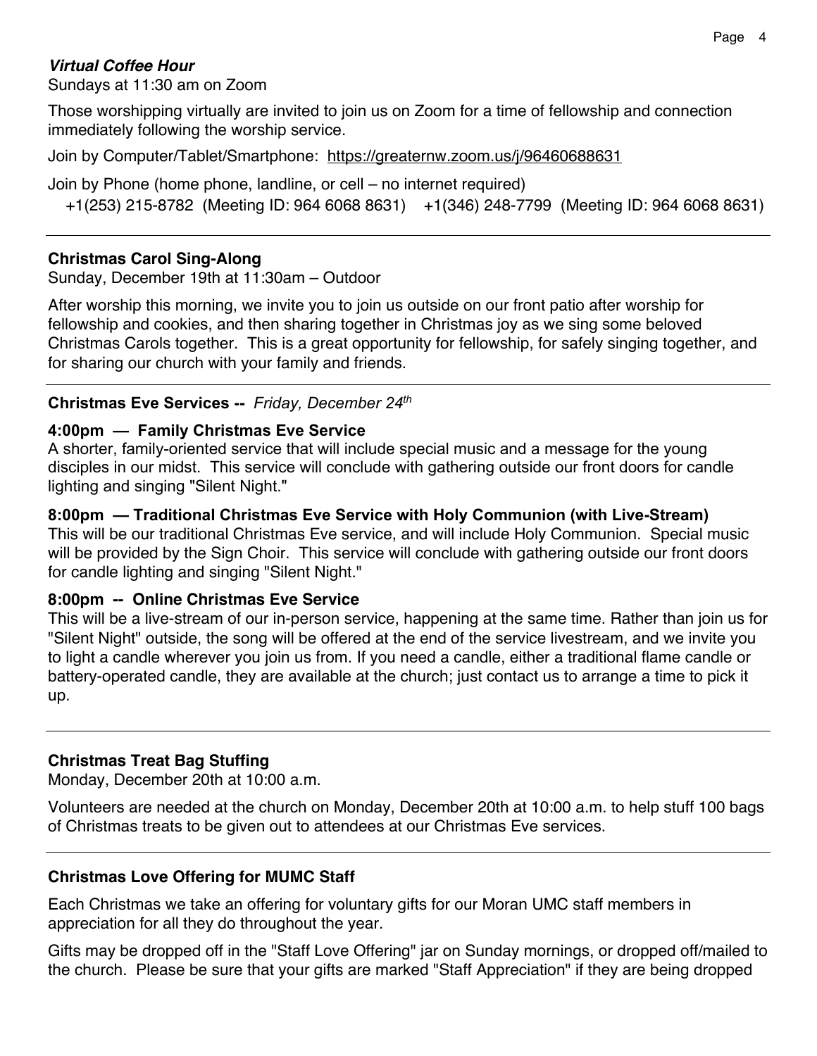***Virtual Coffee Hour***

Sundays at 11:30 am on Zoom

Those worshipping virtually are invited to join us on Zoom for a time of fellowship and connection immediately following the worship service.

Join by Computer/Tablet/Smartphone: https://greaternw.zoom.us/j/96460688631

Join by Phone (home phone, landline, or cell – no internet required)

+1(253) 215-8782 (Meeting ID: 964 6068 8631)   +1(346) 248-7799 (Meeting ID: 964 6068 8631)

---

**Christmas Carol Sing-Along**

Sunday, December 19th at 11:30am – Outdoor

After worship this morning, we invite you to join us outside on our front patio after worship for fellowship and cookies, and then sharing together in Christmas joy as we sing some beloved Christmas Carols together. This is a great opportunity for fellowship, for safely singing together, and for sharing our church with your family and friends.

---

**Christmas Eve Services --** *Friday, December 24th*

**4:00pm — Family Christmas Eve Service**

A shorter, family-oriented service that will include special music and a message for the young disciples in our midst. This service will conclude with gathering outside our front doors for candle lighting and singing "Silent Night."

**8:00pm — Traditional Christmas Eve Service with Holy Communion (with Live-Stream)**

This will be our traditional Christmas Eve service, and will include Holy Communion. Special music will be provided by the Sign Choir. This service will conclude with gathering outside our front doors for candle lighting and singing "Silent Night."

**8:00pm -- Online Christmas Eve Service**

This will be a live-stream of our in-person service, happening at the same time. Rather than join us for "Silent Night" outside, the song will be offered at the end of the service livestream, and we invite you to light a candle wherever you join us from. If you need a candle, either a traditional flame candle or battery-operated candle, they are available at the church; just contact us to arrange a time to pick it up.

---

**Christmas Treat Bag Stuffing**

Monday, December 20th at 10:00 a.m.

Volunteers are needed at the church on Monday, December 20th at 10:00 a.m. to help stuff 100 bags of Christmas treats to be given out to attendees at our Christmas Eve services.

---

**Christmas Love Offering for MUMC Staff**

Each Christmas we take an offering for voluntary gifts for our Moran UMC staff members in appreciation for all they do throughout the year.

Gifts may be dropped off in the "Staff Love Offering" jar on Sunday mornings, or dropped off/mailed to the church. Please be sure that your gifts are marked "Staff Appreciation" if they are being dropped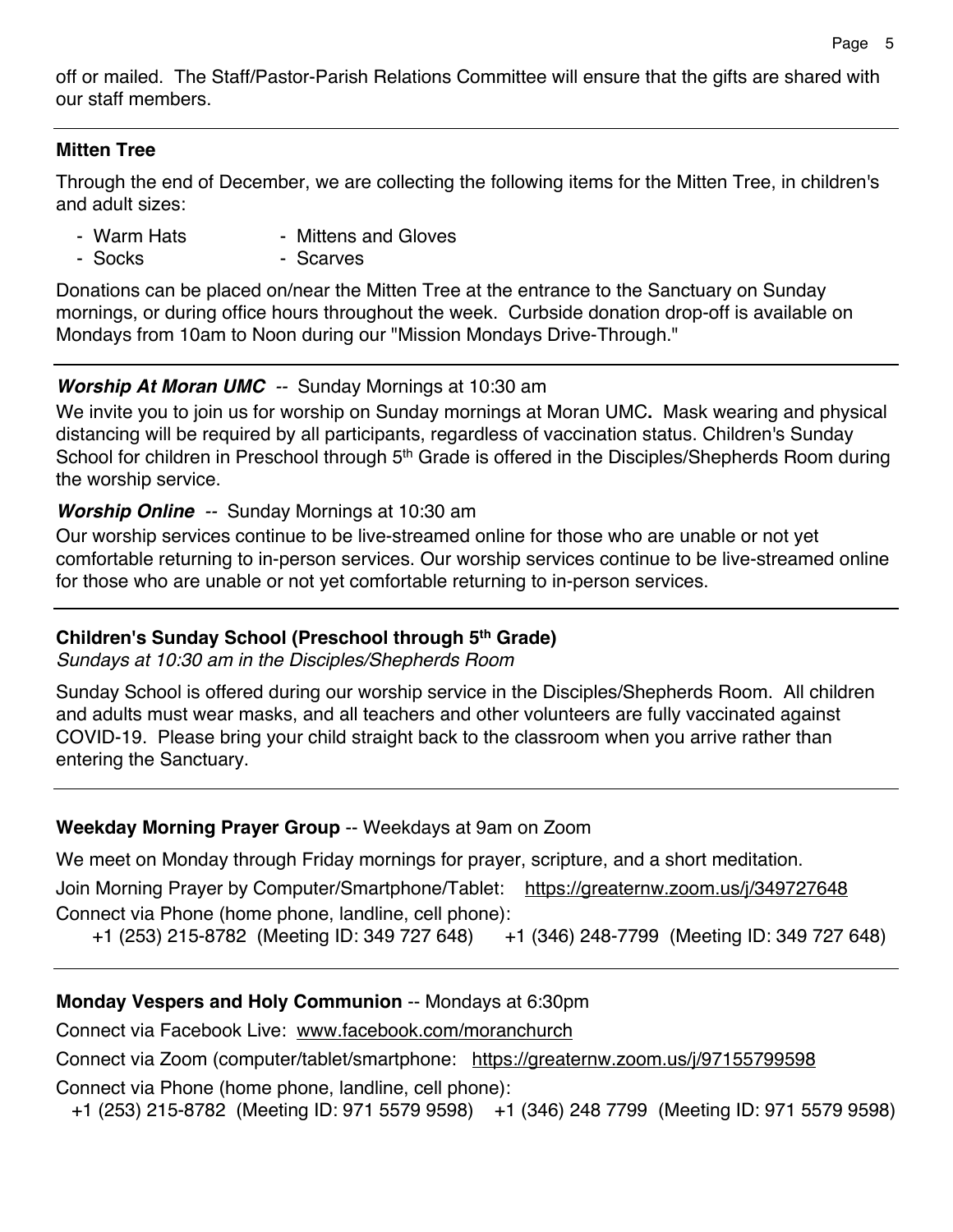off or mailed. The Staff/Pastor-Parish Relations Committee will ensure that the gifts are shared with our staff members.

---

### Mitten Tree

Through the end of December, we are collecting the following items for the Mitten Tree, in children's and adult sizes:

- Warm Hats
- Mittens and Gloves
- Socks
- Scarves

Donations can be placed on/near the Mitten Tree at the entrance to the Sanctuary on Sunday mornings, or during office hours throughout the week. Curbside donation drop-off is available on Mondays from 10am to Noon during our "Mission Mondays Drive-Through."

---

***Worship At Moran UMC*** -- Sunday Mornings at 10:30 am

We invite you to join us for worship on Sunday mornings at Moran UMC**.** Mask wearing and physical distancing will be required by all participants, regardless of vaccination status. Children's Sunday School for children in Preschool through 5th Grade is offered in the Disciples/Shepherds Room during the worship service.

***Worship Online*** -- Sunday Mornings at 10:30 am

Our worship services continue to be live-streamed online for those who are unable or not yet comfortable returning to in-person services. Our worship services continue to be live-streamed online for those who are unable or not yet comfortable returning to in-person services.

---

### Children's Sunday School (Preschool through 5th Grade)

*Sundays at 10:30 am in the Disciples/Shepherds Room*

Sunday School is offered during our worship service in the Disciples/Shepherds Room. All children and adults must wear masks, and all teachers and other volunteers are fully vaccinated against COVID-19. Please bring your child straight back to the classroom when you arrive rather than entering the Sanctuary.

---

**Weekday Morning Prayer Group** -- Weekdays at 9am on Zoom

We meet on Monday through Friday mornings for prayer, scripture, and a short meditation.

Join Morning Prayer by Computer/Smartphone/Tablet: https://greaternw.zoom.us/j/349727648

Connect via Phone (home phone, landline, cell phone):

+1 (253) 215-8782 (Meeting ID: 349 727 648) +1 (346) 248-7799 (Meeting ID: 349 727 648)

---

**Monday Vespers and Holy Communion** -- Mondays at 6:30pm

Connect via Facebook Live: www.facebook.com/moranchurch

Connect via Zoom (computer/tablet/smartphone: https://greaternw.zoom.us/j/97155799598

Connect via Phone (home phone, landline, cell phone):

+1 (253) 215-8782 (Meeting ID: 971 5579 9598) +1 (346) 248 7799 (Meeting ID: 971 5579 9598)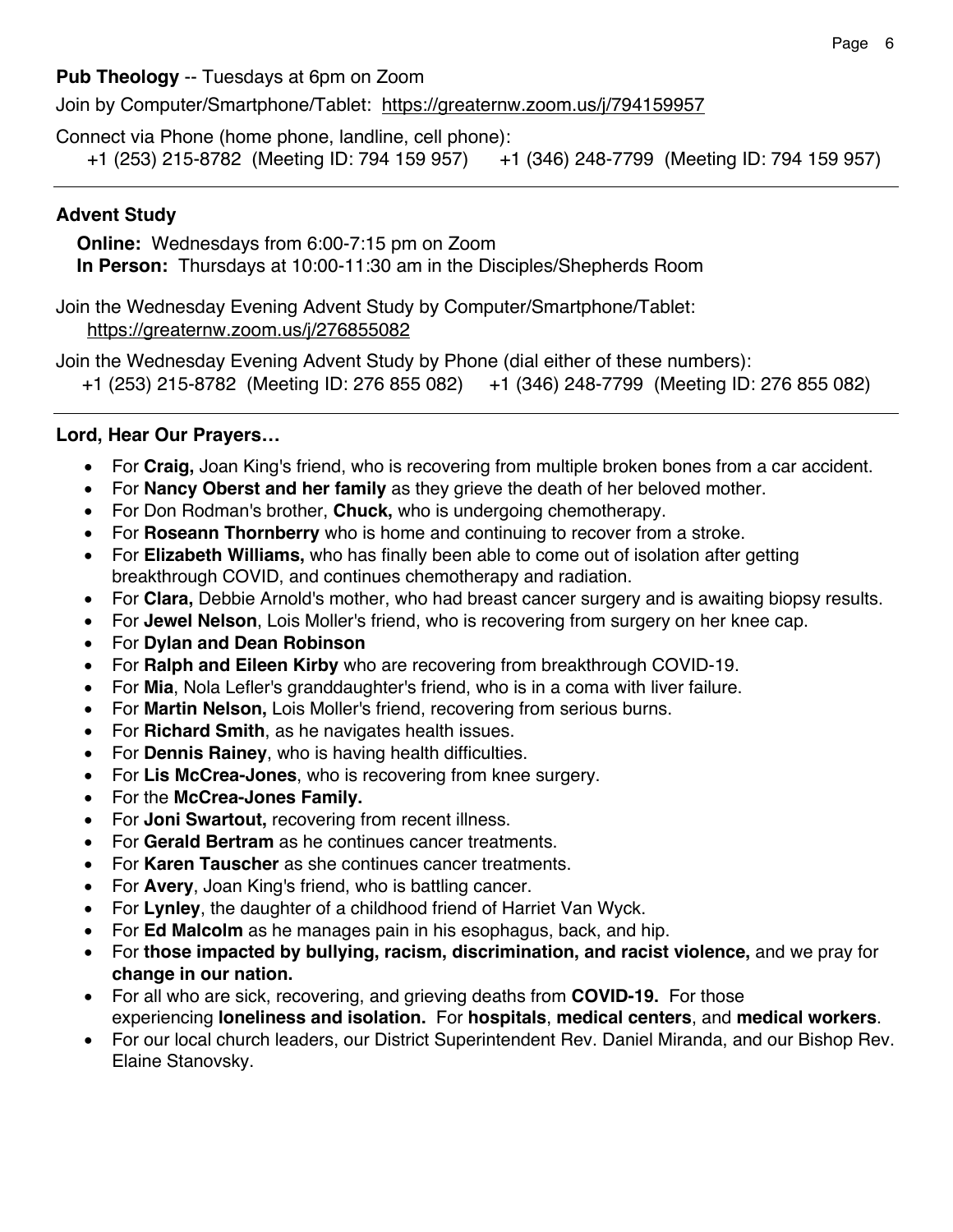**Pub Theology** -- Tuesdays at 6pm on Zoom

Join by Computer/Smartphone/Tablet: https://greaternw.zoom.us/j/794159957

Connect via Phone (home phone, landline, cell phone):
+1 (253) 215-8782 (Meeting ID: 794 159 957) +1 (346) 248-7799 (Meeting ID: 794 159 957)

---

**Advent Study**

**Online:** Wednesdays from 6:00-7:15 pm on Zoom
**In Person:** Thursdays at 10:00-11:30 am in the Disciples/Shepherds Room

Join the Wednesday Evening Advent Study by Computer/Smartphone/Tablet:
https://greaternw.zoom.us/j/276855082

Join the Wednesday Evening Advent Study by Phone (dial either of these numbers):
+1 (253) 215-8782 (Meeting ID: 276 855 082) +1 (346) 248-7799 (Meeting ID: 276 855 082)

---

**Lord, Hear Our Prayers…**

- For **Craig,** Joan King's friend, who is recovering from multiple broken bones from a car accident.
- For **Nancy Oberst and her family** as they grieve the death of her beloved mother.
- For Don Rodman's brother, **Chuck,** who is undergoing chemotherapy.
- For **Roseann Thornberry** who is home and continuing to recover from a stroke.
- For **Elizabeth Williams,** who has finally been able to come out of isolation after getting breakthrough COVID, and continues chemotherapy and radiation.
- For **Clara,** Debbie Arnold's mother, who had breast cancer surgery and is awaiting biopsy results.
- For **Jewel Nelson**, Lois Moller's friend, who is recovering from surgery on her knee cap.
- For **Dylan and Dean Robinson**
- For **Ralph and Eileen Kirby** who are recovering from breakthrough COVID-19.
- For **Mia**, Nola Lefler's granddaughter's friend, who is in a coma with liver failure.
- For **Martin Nelson,** Lois Moller's friend, recovering from serious burns.
- For **Richard Smith**, as he navigates health issues.
- For **Dennis Rainey**, who is having health difficulties.
- For **Lis McCrea-Jones**, who is recovering from knee surgery.
- For the **McCrea-Jones Family.**
- For **Joni Swartout,** recovering from recent illness.
- For **Gerald Bertram** as he continues cancer treatments.
- For **Karen Tauscher** as she continues cancer treatments.
- For **Avery**, Joan King's friend, who is battling cancer.
- For **Lynley**, the daughter of a childhood friend of Harriet Van Wyck.
- For **Ed Malcolm** as he manages pain in his esophagus, back, and hip.
- For **those impacted by bullying, racism, discrimination, and racist violence,** and we pray for **change in our nation.**
- For all who are sick, recovering, and grieving deaths from **COVID-19.** For those experiencing **loneliness and isolation.** For **hospitals**, **medical centers**, and **medical workers**.
- For our local church leaders, our District Superintendent Rev. Daniel Miranda, and our Bishop Rev. Elaine Stanovsky.